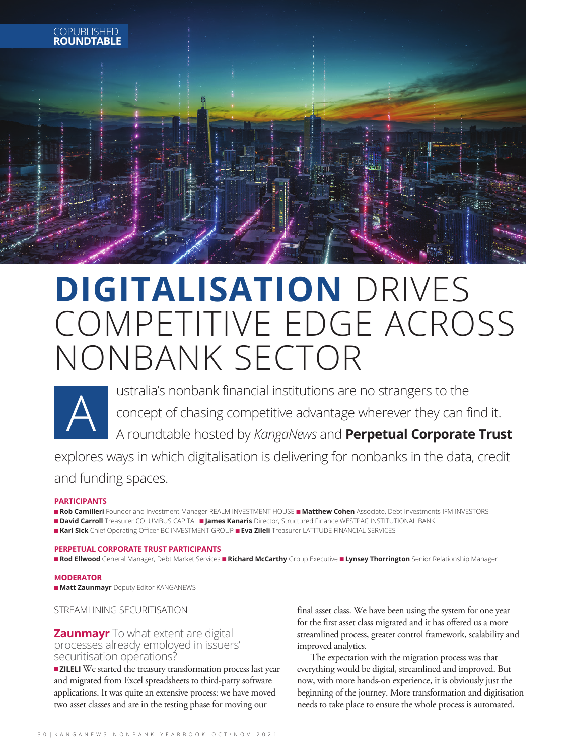COPUBLISHED **ROUNDTABLE**

# DIGITALISATION DRIVES COMPETITIVE EDGE ACROSS NONBANK SECTOR

Australia's nonbank financial institutions are no strangers to the concept of chasing competitive advantage wherever they can find it. A roundtable hosted by *KangaNews* and **Perpetual Corporate Trust** explores ways in which digitalisation is delivering for nonbanks in the data, credit and funding spaces.

**PARTICIPANTS**

- **Rob Camilleri** Founder and Investment Manager REALM INVESTMENT HOUSE
- **Matthew Cohen** Associate, Debt Investments IFM INVESTORS
- **David Carroll** Treasurer COLUMBUS CAPITAL
- **James Kanaris** Director, Structured Finance WESTPAC INSTITUTIONAL BANK
- **Karl Sick** Chief Operating Officer BC INVESTMENT GROUP
- **Eva Zileli** Treasurer LATITUDE FINANCIAL SERVICES

**PERPETUAL CORPORATE TRUST PARTICIPANTS**

- **Rod Ellwood** General Manager, Debt Market Services
- **Richard McCarthy** Group Executive
- **Lynsey Thorrington** Senior Relationship Manager

**MODERATOR**

- **Matt Zaunmayr** Deputy Editor KANGANEWS

## STREAMLINING SECURITISATION

**Zaunmayr** To what extent are digital processes already employed in issuers' securitisation operations?

■ **ZILELI** We started the treasury transformation process last year and migrated from Excel spreadsheets to third-party software applications. It was quite an extensive process: we have moved two asset classes and are in the testing phase for moving our final asset class. We have been using the system for one year for the first asset class migrated and it has offered us a more streamlined process, greater control framework, scalability and improved analytics.

The expectation with the migration process was that everything would be digital, streamlined and improved. But now, with more hands-on experience, it is obviously just the beginning of the journey. More transformation and digitisation needs to take place to ensure the whole process is automated.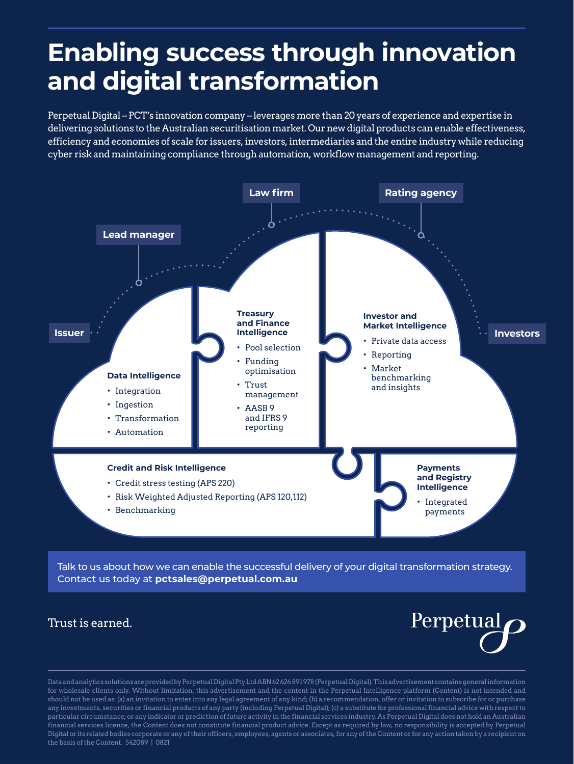# Enabling success through innovation and digital transformation

Perpetual Digital – PCT's innovation company – leverages more than 20 years of experience and expertise in delivering solutions to the Australian securitisation market. Our new digital products can enable effectiveness, efficiency and economies of scale for issuers, investors, intermediaries and the entire industry while reducing cyber risk and maintaining compliance through automation, workflow management and reporting.

Issuer — Lead manager — Law firm — Rating agency — Investors

**Data Intelligence**

- Integration
- Ingestion
- Transformation
- Automation

**Treasury and Finance Intelligence**

- Pool selection
- Funding optimisation
- Trust management
- AASB 9 and IFRS 9 reporting

**Investor and Market Intelligence**

- Private data access
- Reporting
- Market benchmarking and insights

**Credit and Risk Intelligence**

- Credit stress testing (APS 220)
- Risk Weighted Adjusted Reporting (APS 120,112)
- Benchmarking

**Payments and Registry Intelligence**

- Integrated payments

Talk to us about how we can enable the successful delivery of your digital transformation strategy. Contact us today at **pctsales@perpetual.com.au**

Trust is earned.

Perpetual

Data and analytics solutions are provided by Perpetual Digital Pty Ltd ABN 62 626 891 978 (Perpetual Digital). This advertisement contains general information for wholesale clients only. Without limitation, this advertisement and the content in the Perpetual Intelligence platform (Content) is not intended and should not be used as: (a) an invitation to enter into any legal agreement of any kind; (b) a recommendation, offer or invitation to subscribe for or purchase any investments, securities or financial products of any party (including Perpetual Digital); (c) a substitute for professional financial advice with respect to particular circumstance; or any indicator or prediction of future activity in the financial services industry. As Perpetual Digital does not hold an Australian financial services licence, the Content does not constitute financial product advice. Except as required by law, no responsibility is accepted by Perpetual Digital or its related bodies corporate or any of their officers, employees, agents or associates, for any of the Content or for any action taken by a recipient on the basis of the Content. 542089 | 0821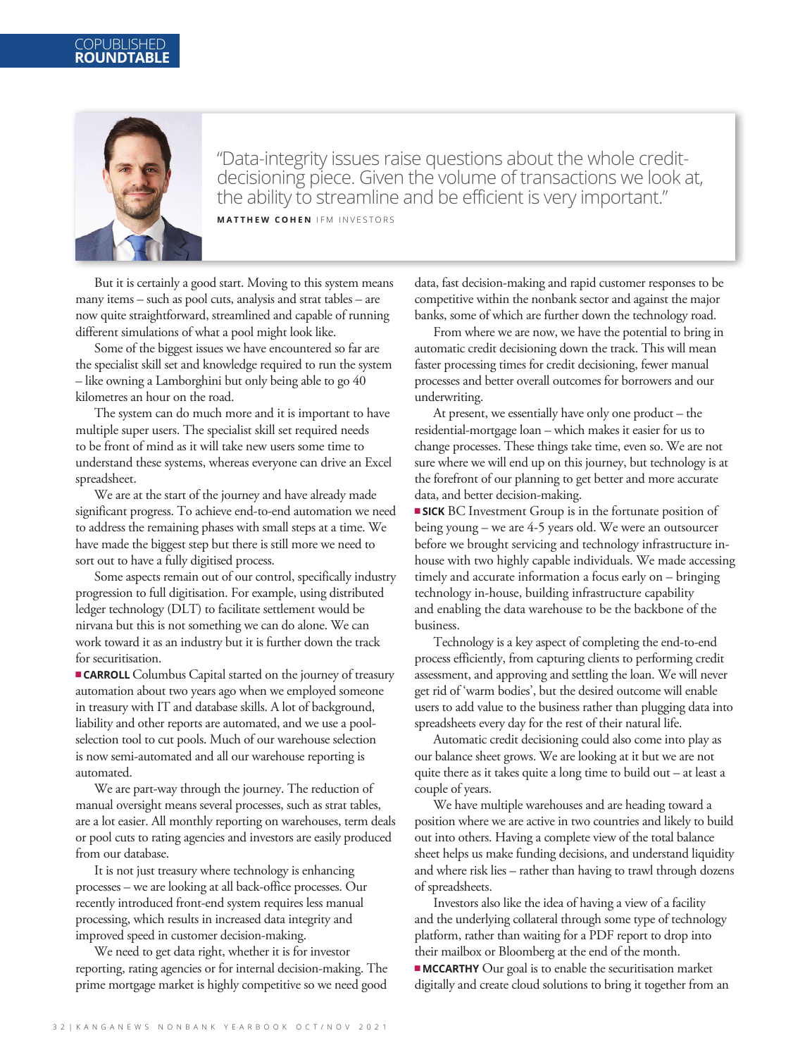"Data-integrity issues raise questions about the whole credit-decisioning piece. Given the volume of transactions we look at, the ability to streamline and be efficient is very important."

**MATTHEW COHEN** IFM INVESTORS

But it is certainly a good start. Moving to this system means many items – such as pool cuts, analysis and strat tables – are now quite straightforward, streamlined and capable of running different simulations of what a pool might look like.

Some of the biggest issues we have encountered so far are the specialist skill set and knowledge required to run the system – like owning a Lamborghini but only being able to go 40 kilometres an hour on the road.

The system can do much more and it is important to have multiple super users. The specialist skill set required needs to be front of mind as it will take new users some time to understand these systems, whereas everyone can drive an Excel spreadsheet.

We are at the start of the journey and have already made significant progress. To achieve end-to-end automation we need to address the remaining phases with small steps at a time. We have made the biggest step but there is still more we need to sort out to have a fully digitised process.

Some aspects remain out of our control, specifically industry progression to full digitisation. For example, using distributed ledger technology (DLT) to facilitate settlement would be nirvana but this is not something we can do alone. We can work toward it as an industry but it is further down the track for securitisation.

■ **CARROLL** Columbus Capital started on the journey of treasury automation about two years ago when we employed someone in treasury with IT and database skills. A lot of background, liability and other reports are automated, and we use a pool-selection tool to cut pools. Much of our warehouse selection is now semi-automated and all our warehouse reporting is automated.

We are part-way through the journey. The reduction of manual oversight means several processes, such as strat tables, are a lot easier. All monthly reporting on warehouses, term deals or pool cuts to rating agencies and investors are easily produced from our database.

It is not just treasury where technology is enhancing processes – we are looking at all back-office processes. Our recently introduced front-end system requires less manual processing, which results in increased data integrity and improved speed in customer decision-making.

We need to get data right, whether it is for investor reporting, rating agencies or for internal decision-making. The prime mortgage market is highly competitive so we need good data, fast decision-making and rapid customer responses to be competitive within the nonbank sector and against the major banks, some of which are further down the technology road.

From where we are now, we have the potential to bring in automatic credit decisioning down the track. This will mean faster processing times for credit decisioning, fewer manual processes and better overall outcomes for borrowers and our underwriting.

At present, we essentially have only one product – the residential-mortgage loan – which makes it easier for us to change processes. These things take time, even so. We are not sure where we will end up on this journey, but technology is at the forefront of our planning to get better and more accurate data, and better decision-making.

■ **SICK** BC Investment Group is in the fortunate position of being young – we are 4-5 years old. We were an outsourcer before we brought servicing and technology infrastructure in-house with two highly capable individuals. We made accessing timely and accurate information a focus early on – bringing technology in-house, building infrastructure capability and enabling the data warehouse to be the backbone of the business.

Technology is a key aspect of completing the end-to-end process efficiently, from capturing clients to performing credit assessment, and approving and settling the loan. We will never get rid of 'warm bodies', but the desired outcome will enable users to add value to the business rather than plugging data into spreadsheets every day for the rest of their natural life.

Automatic credit decisioning could also come into play as our balance sheet grows. We are looking at it but we are not quite there as it takes quite a long time to build out – at least a couple of years.

We have multiple warehouses and are heading toward a position where we are active in two countries and likely to build out into others. Having a complete view of the total balance sheet helps us make funding decisions, and understand liquidity and where risk lies – rather than having to trawl through dozens of spreadsheets.

Investors also like the idea of having a view of a facility and the underlying collateral through some type of technology platform, rather than waiting for a PDF report to drop into their mailbox or Bloomberg at the end of the month.

■ **MCCARTHY** Our goal is to enable the securitisation market digitally and create cloud solutions to bring it together from an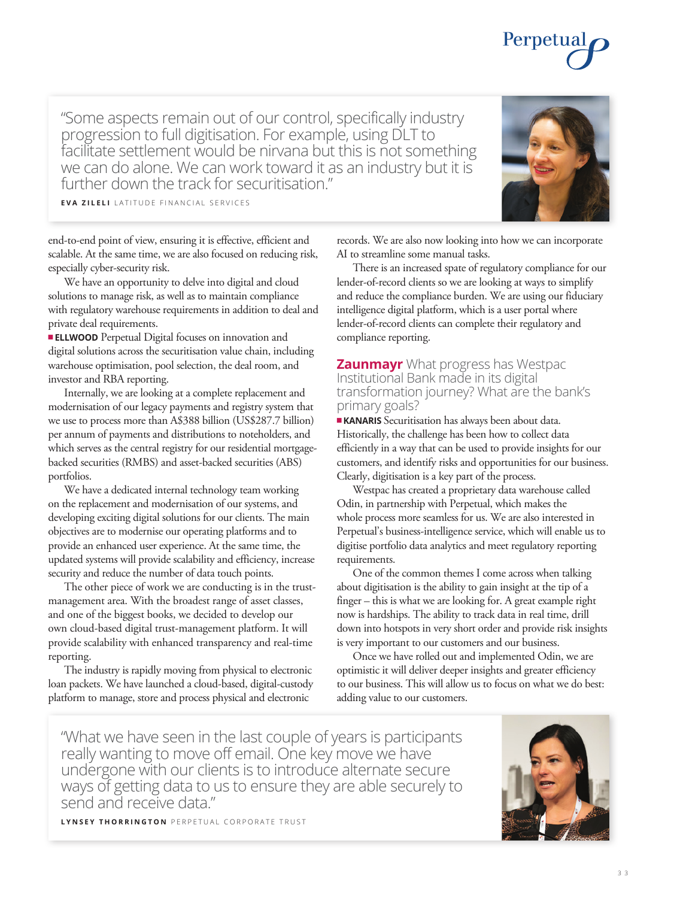> "Some aspects remain out of our control, specifically industry progression to full digitisation. For example, using DLT to facilitate settlement would be nirvana but this is not something we can do alone. We can work toward it as an industry but it is further down the track for securitisation."
>
> **EVA ZILELI** LATITUDE FINANCIAL SERVICES

end-to-end point of view, ensuring it is effective, efficient and scalable. At the same time, we are also focused on reducing risk, especially cyber-security risk.

We have an opportunity to delve into digital and cloud solutions to manage risk, as well as to maintain compliance with regulatory warehouse requirements in addition to deal and private deal requirements.

■ **ELLWOOD** Perpetual Digital focuses on innovation and digital solutions across the securitisation value chain, including warehouse optimisation, pool selection, the deal room, and investor and RBA reporting.

Internally, we are looking at a complete replacement and modernisation of our legacy payments and registry system that we use to process more than A$388 billion (US$287.7 billion) per annum of payments and distributions to noteholders, and which serves as the central registry for our residential mortgage-backed securities (RMBS) and asset-backed securities (ABS) portfolios.

We have a dedicated internal technology team working on the replacement and modernisation of our systems, and developing exciting digital solutions for our clients. The main objectives are to modernise our operating platforms and to provide an enhanced user experience. At the same time, the updated systems will provide scalability and efficiency, increase security and reduce the number of data touch points.

The other piece of work we are conducting is in the trust-management area. With the broadest range of asset classes, and one of the biggest books, we decided to develop our own cloud-based digital trust-management platform. It will provide scalability with enhanced transparency and real-time reporting.

The industry is rapidly moving from physical to electronic loan packets. We have launched a cloud-based, digital-custody platform to manage, store and process physical and electronic records. We are also now looking into how we can incorporate AI to streamline some manual tasks.

There is an increased spate of regulatory compliance for our lender-of-record clients so we are looking at ways to simplify and reduce the compliance burden. We are using our fiduciary intelligence digital platform, which is a user portal where lender-of-record clients can complete their regulatory and compliance reporting.

**Zaunmayr** What progress has Westpac Institutional Bank made in its digital transformation journey? What are the bank's primary goals?

■ **KANARIS** Securitisation has always been about data. Historically, the challenge has been how to collect data efficiently in a way that can be used to provide insights for our customers, and identify risks and opportunities for our business. Clearly, digitisation is a key part of the process.

Westpac has created a proprietary data warehouse called Odin, in partnership with Perpetual, which makes the whole process more seamless for us. We are also interested in Perpetual's business-intelligence service, which will enable us to digitise portfolio data analytics and meet regulatory reporting requirements.

One of the common themes I come across when talking about digitisation is the ability to gain insight at the tip of a finger – this is what we are looking for. A great example right now is hardships. The ability to track data in real time, drill down into hotspots in very short order and provide risk insights is very important to our customers and our business.

Once we have rolled out and implemented Odin, we are optimistic it will deliver deeper insights and greater efficiency to our business. This will allow us to focus on what we do best: adding value to our customers.

> "What we have seen in the last couple of years is participants really wanting to move off email. One key move we have undergone with our clients is to introduce alternate secure ways of getting data to us to ensure they are able securely to send and receive data."
>
> **LYNSEY THORRINGTON** PERPETUAL CORPORATE TRUST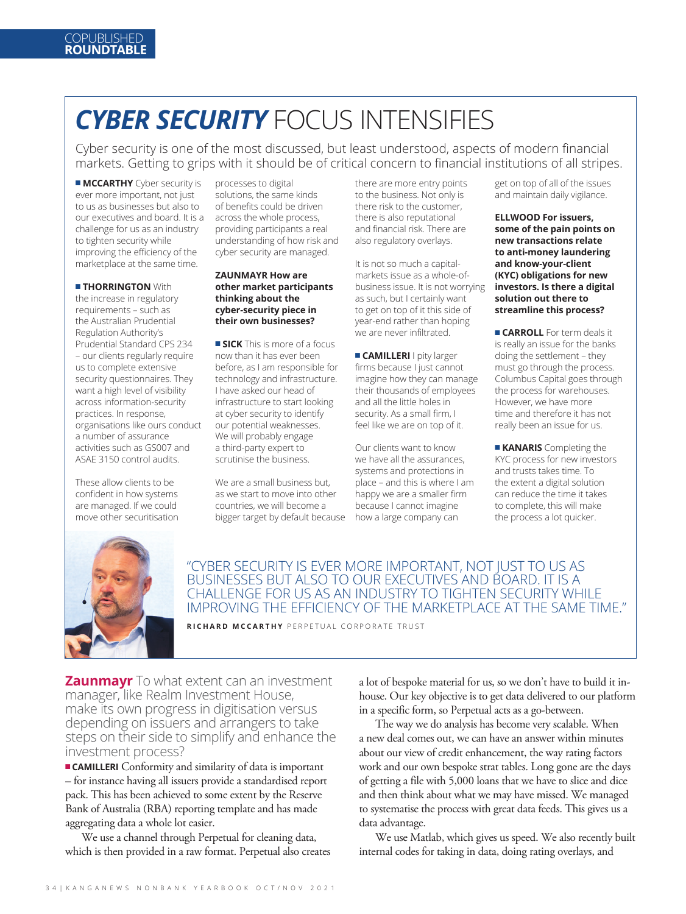COPUBLISHED **ROUNDTABLE**

# ***CYBER SECURITY*** FOCUS INTENSIFIES

Cyber security is one of the most discussed, but least understood, aspects of modern financial markets. Getting to grips with it should be of critical concern to financial institutions of all stripes.

**MCCARTHY** Cyber security is ever more important, not just to us as businesses but also to our executives and board. It is a challenge for us as an industry to tighten security while improving the efficiency of the marketplace at the same time.

**THORRINGTON** With the increase in regulatory requirements – such as the Australian Prudential Regulation Authority's Prudential Standard CPS 234 – our clients regularly require us to complete extensive security questionnaires. They want a high level of visibility across information-security practices. In response, organisations like ours conduct a number of assurance activities such as GS007 and ASAE 3150 control audits.

These allow clients to be confident in how systems are managed. If we could move other securitisation processes to digital solutions, the same kinds of benefits could be driven across the whole process, providing participants a real understanding of how risk and cyber security are managed.

**ZAUNMAYR How are other market participants thinking about the cyber-security piece in their own businesses?**

**SICK** This is more of a focus now than it has ever been before, as I am responsible for technology and infrastructure. I have asked our head of infrastructure to start looking at cyber security to identify our potential weaknesses. We will probably engage a third-party expert to scrutinise the business.

We are a small business but, as we start to move into other countries, we will become a bigger target by default because there are more entry points to the business. Not only is there risk to the customer, there is also reputational and financial risk. There are also regulatory overlays.

It is not so much a capital-markets issue as a whole-of-business issue. It is not worrying as such, but I certainly want to get on top of it this side of year-end rather than hoping we are never infiltrated.

**CAMILLERI** I pity larger firms because I just cannot imagine how they can manage their thousands of employees and all the little holes in security. As a small firm, I feel like we are on top of it.

Our clients want to know we have all the assurances, systems and protections in place – and this is where I am happy we are a smaller firm because I cannot imagine how a large company can get on top of all of the issues and maintain daily vigilance.

**ELLWOOD For issuers, some of the pain points on new transactions relate to anti-money laundering and know-your-client (KYC) obligations for new investors. Is there a digital solution out there to streamline this process?**

**CARROLL** For term deals it is really an issue for the banks doing the settlement – they must go through the process. Columbus Capital goes through the process for warehouses. However, we have more time and therefore it has not really been an issue for us.

**KANARIS** Completing the KYC process for new investors and trusts takes time. To the extent a digital solution can reduce the time it takes to complete, this will make the process a lot quicker.

"CYBER SECURITY IS EVER MORE IMPORTANT, NOT JUST TO US AS BUSINESSES BUT ALSO TO OUR EXECUTIVES AND BOARD. IT IS A CHALLENGE FOR US AS AN INDUSTRY TO TIGHTEN SECURITY WHILE IMPROVING THE EFFICIENCY OF THE MARKETPLACE AT THE SAME TIME."

**RICHARD MCCARTHY** PERPETUAL CORPORATE TRUST

**Zaunmayr** To what extent can an investment manager, like Realm Investment House, make its own progress in digitisation versus depending on issuers and arrangers to take steps on their side to simplify and enhance the investment process?

**CAMILLERI** Conformity and similarity of data is important – for instance having all issuers provide a standardised report pack. This has been achieved to some extent by the Reserve Bank of Australia (RBA) reporting template and has made aggregating data a whole lot easier.

We use a channel through Perpetual for cleaning data, which is then provided in a raw format. Perpetual also creates a lot of bespoke material for us, so we don't have to build it in-house. Our key objective is to get data delivered to our platform in a specific form, so Perpetual acts as a go-between.

The way we do analysis has become very scalable. When a new deal comes out, we can have an answer within minutes about our view of credit enhancement, the way rating factors work and our own bespoke strat tables. Long gone are the days of getting a file with 5,000 loans that we have to slice and dice and then think about what we may have missed. We managed to systematise the process with great data feeds. This gives us a data advantage.

We use Matlab, which gives us speed. We also recently built internal codes for taking in data, doing rating overlays, and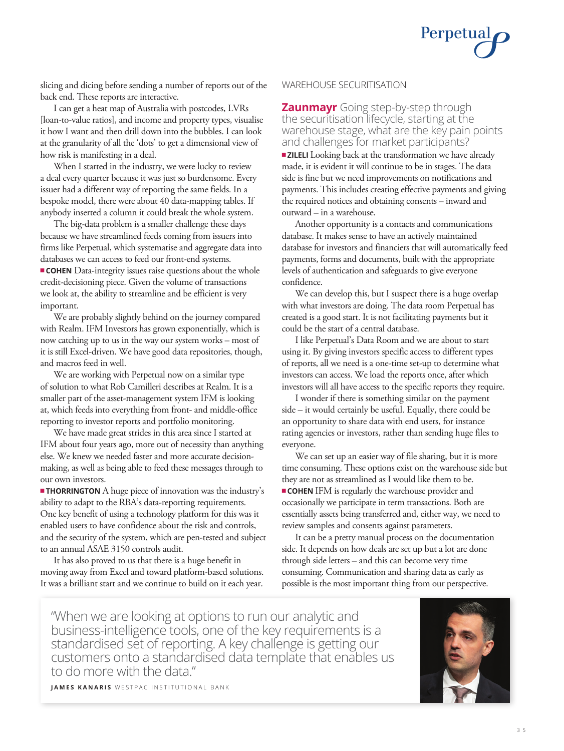slicing and dicing before sending a number of reports out of the back end. These reports are interactive.

I can get a heat map of Australia with postcodes, LVRs [loan-to-value ratios], and income and property types, visualise it how I want and then drill down into the bubbles. I can look at the granularity of all the 'dots' to get a dimensional view of how risk is manifesting in a deal.

When I started in the industry, we were lucky to review a deal every quarter because it was just so burdensome. Every issuer had a different way of reporting the same fields. In a bespoke model, there were about 40 data-mapping tables. If anybody inserted a column it could break the whole system.

The big-data problem is a smaller challenge these days because we have streamlined feeds coming from issuers into firms like Perpetual, which systematise and aggregate data into databases we can access to feed our front-end systems.

**COHEN** Data-integrity issues raise questions about the whole credit-decisioning piece. Given the volume of transactions we look at, the ability to streamline and be efficient is very important.

We are probably slightly behind on the journey compared with Realm. IFM Investors has grown exponentially, which is now catching up to us in the way our system works – most of it is still Excel-driven. We have good data repositories, though, and macros feed in well.

We are working with Perpetual now on a similar type of solution to what Rob Camilleri describes at Realm. It is a smaller part of the asset-management system IFM is looking at, which feeds into everything from front- and middle-office reporting to investor reports and portfolio monitoring.

We have made great strides in this area since I started at IFM about four years ago, more out of necessity than anything else. We knew we needed faster and more accurate decision-making, as well as being able to feed these messages through to our own investors.

**THORRINGTON** A huge piece of innovation was the industry's ability to adapt to the RBA's data-reporting requirements. One key benefit of using a technology platform for this was it enabled users to have confidence about the risk and controls, and the security of the system, which are pen-tested and subject to an annual ASAE 3150 controls audit.

It has also proved to us that there is a huge benefit in moving away from Excel and toward platform-based solutions. It was a brilliant start and we continue to build on it each year.

## WAREHOUSE SECURITISATION

**Zaunmayr** Going step-by-step through the securitisation lifecycle, starting at the warehouse stage, what are the key pain points and challenges for market participants?

**ZILELI** Looking back at the transformation we have already made, it is evident it will continue to be in stages. The data side is fine but we need improvements on notifications and payments. This includes creating effective payments and giving the required notices and obtaining consents – inward and outward – in a warehouse.

Another opportunity is a contacts and communications database. It makes sense to have an actively maintained database for investors and financiers that will automatically feed payments, forms and documents, built with the appropriate levels of authentication and safeguards to give everyone confidence.

We can develop this, but I suspect there is a huge overlap with what investors are doing. The data room Perpetual has created is a good start. It is not facilitating payments but it could be the start of a central database.

I like Perpetual's Data Room and we are about to start using it. By giving investors specific access to different types of reports, all we need is a one-time set-up to determine what investors can access. We load the reports once, after which investors will all have access to the specific reports they require.

I wonder if there is something similar on the payment side – it would certainly be useful. Equally, there could be an opportunity to share data with end users, for instance rating agencies or investors, rather than sending huge files to everyone.

We can set up an easier way of file sharing, but it is more time consuming. These options exist on the warehouse side but they are not as streamlined as I would like them to be.

**COHEN** IFM is regularly the warehouse provider and occasionally we participate in term transactions. Both are essentially assets being transferred and, either way, we need to review samples and consents against parameters.

It can be a pretty manual process on the documentation side. It depends on how deals are set up but a lot are done through side letters – and this can become very time consuming. Communication and sharing data as early as possible is the most important thing from our perspective.

> "When we are looking at options to run our analytic and business-intelligence tools, one of the key requirements is a standardised set of reporting. A key challenge is getting our customers onto a standardised data template that enables us to do more with the data."
>
> **JAMES KANARIS** WESTPAC INSTITUTIONAL BANK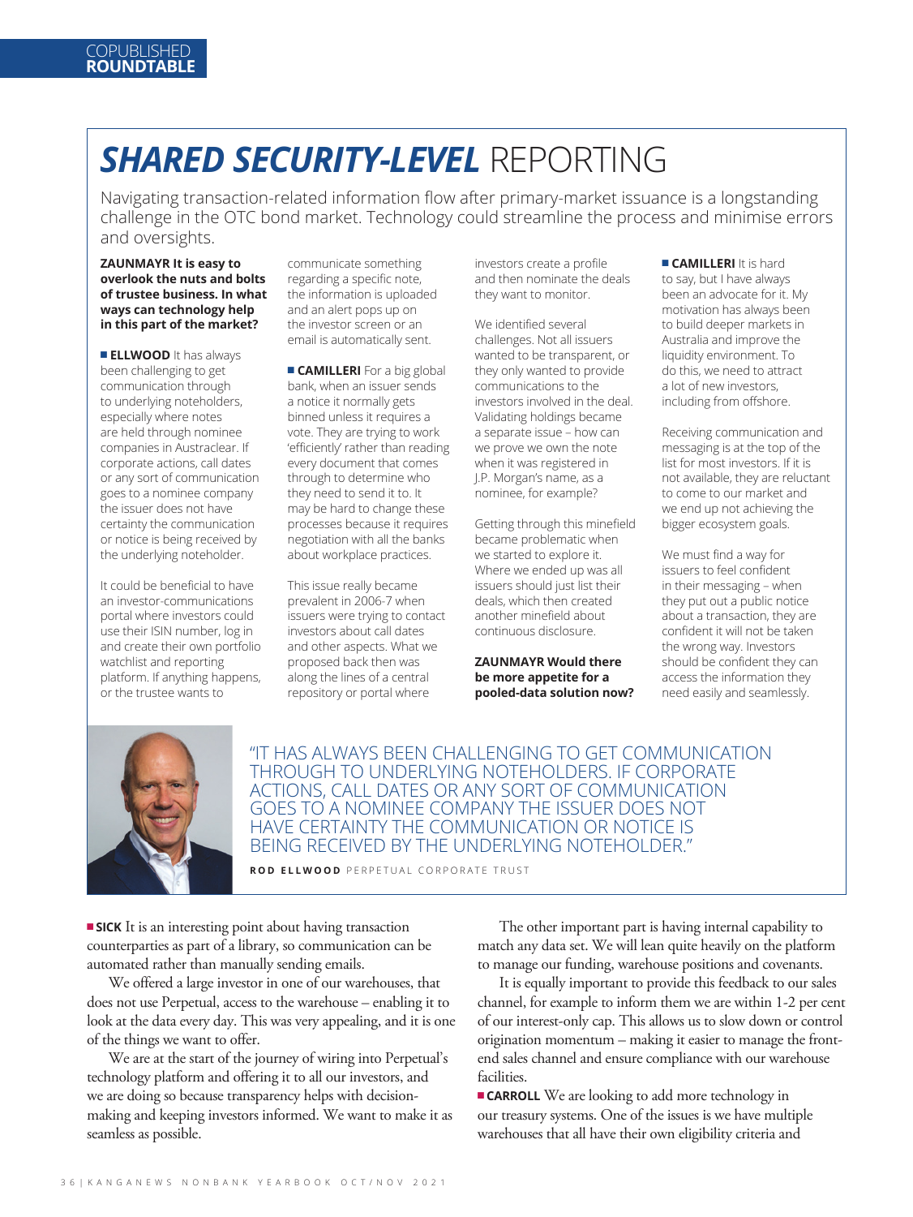# *SHARED SECURITY-LEVEL* REPORTING

Navigating transaction-related information flow after primary-market issuance is a longstanding challenge in the OTC bond market. Technology could streamline the process and minimise errors and oversights.

**ZAUNMAYR It is easy to overlook the nuts and bolts of trustee business. In what ways can technology help in this part of the market?**

■ **ELLWOOD** It has always been challenging to get communication through to underlying noteholders, especially where notes are held through nominee companies in Austraclear. If corporate actions, call dates or any sort of communication goes to a nominee company the issuer does not have certainty the communication or notice is being received by the underlying noteholder.

It could be beneficial to have an investor-communications portal where investors could use their ISIN number, log in and create their own portfolio watchlist and reporting platform. If anything happens, or the trustee wants to communicate something regarding a specific note, the information is uploaded and an alert pops up on the investor screen or an email is automatically sent.

■ **CAMILLERI** For a big global bank, when an issuer sends a notice it normally gets binned unless it requires a vote. They are trying to work 'efficiently' rather than reading every document that comes through to determine who they need to send it to. It may be hard to change these processes because it requires negotiation with all the banks about workplace practices.

This issue really became prevalent in 2006-7 when issuers were trying to contact investors about call dates and other aspects. What we proposed back then was along the lines of a central repository or portal where investors create a profile and then nominate the deals they want to monitor.

We identified several challenges. Not all issuers wanted to be transparent, or they only wanted to provide communications to the investors involved in the deal. Validating holdings became a separate issue – how can we prove we own the note when it was registered in J.P. Morgan's name, as a nominee, for example?

Getting through this minefield became problematic when we started to explore it. Where we ended up was all issuers should just list their deals, which then created another minefield about continuous disclosure.

**ZAUNMAYR Would there be more appetite for a pooled-data solution now?**

■ **CAMILLERI** It is hard to say, but I have always been an advocate for it. My motivation has always been to build deeper markets in Australia and improve the liquidity environment. To do this, we need to attract a lot of new investors, including from offshore.

Receiving communication and messaging is at the top of the list for most investors. If it is not available, they are reluctant to come to our market and we end up not achieving the bigger ecosystem goals.

We must find a way for issuers to feel confident in their messaging – when they put out a public notice about a transaction, they are confident it will not be taken the wrong way. Investors should be confident they can access the information they need easily and seamlessly.

> "IT HAS ALWAYS BEEN CHALLENGING TO GET COMMUNICATION THROUGH TO UNDERLYING NOTEHOLDERS. IF CORPORATE ACTIONS, CALL DATES OR ANY SORT OF COMMUNICATION GOES TO A NOMINEE COMPANY THE ISSUER DOES NOT HAVE CERTAINTY THE COMMUNICATION OR NOTICE IS BEING RECEIVED BY THE UNDERLYING NOTEHOLDER."
>
> **ROD ELLWOOD** PERPETUAL CORPORATE TRUST

■ **SICK** It is an interesting point about having transaction counterparties as part of a library, so communication can be automated rather than manually sending emails.

We offered a large investor in one of our warehouses, that does not use Perpetual, access to the warehouse – enabling it to look at the data every day. This was very appealing, and it is one of the things we want to offer.

We are at the start of the journey of wiring into Perpetual's technology platform and offering it to all our investors, and we are doing so because transparency helps with decision-making and keeping investors informed. We want to make it as seamless as possible.

The other important part is having internal capability to match any data set. We will lean quite heavily on the platform to manage our funding, warehouse positions and covenants.

It is equally important to provide this feedback to our sales channel, for example to inform them we are within 1-2 per cent of our interest-only cap. This allows us to slow down or control origination momentum – making it easier to manage the front-end sales channel and ensure compliance with our warehouse facilities.

■ **CARROLL** We are looking to add more technology in our treasury systems. One of the issues is we have multiple warehouses that all have their own eligibility criteria and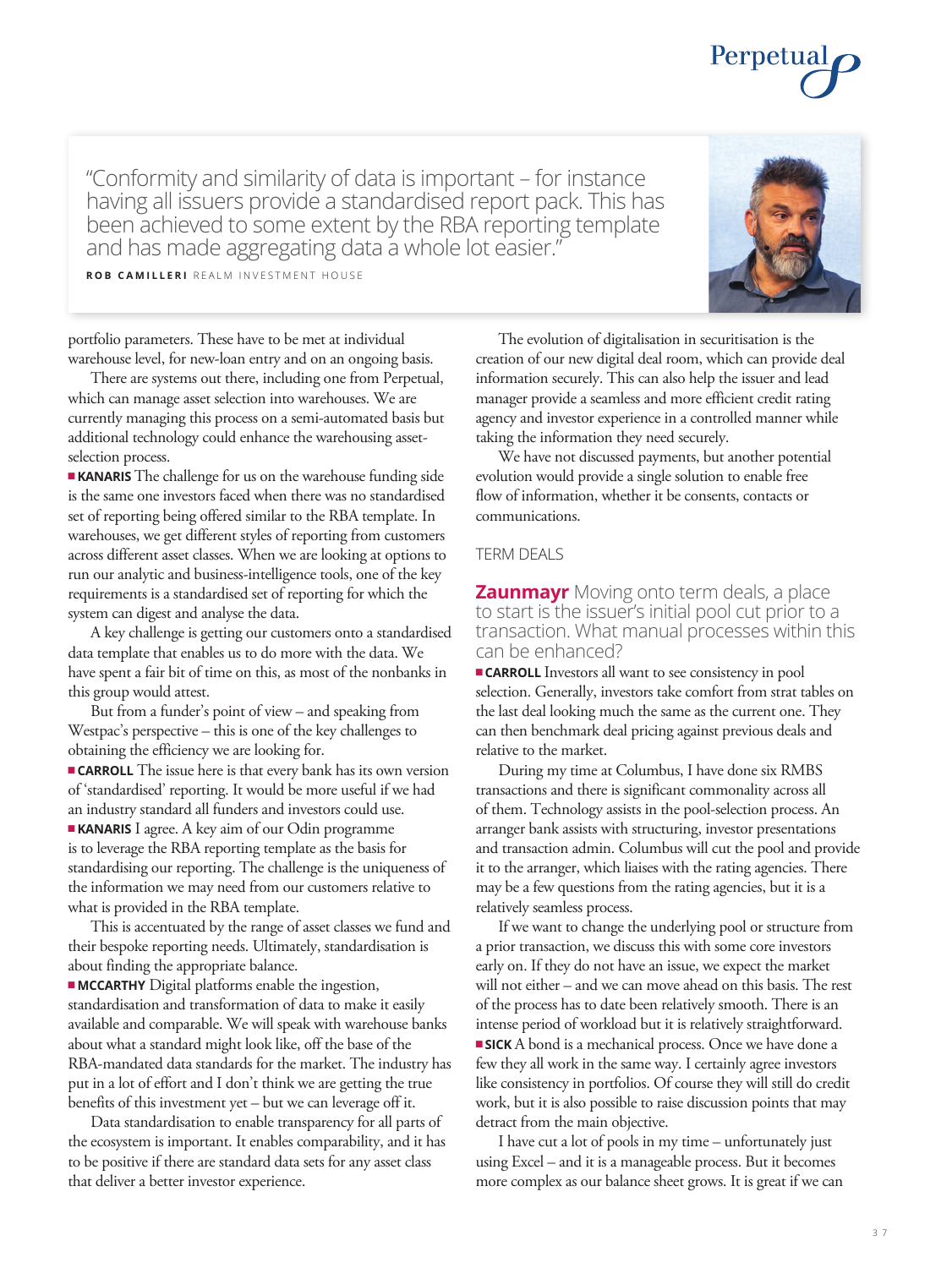> "Conformity and similarity of data is important – for instance having all issuers provide a standardised report pack. This has been achieved to some extent by the RBA reporting template and has made aggregating data a whole lot easier."
>
> **ROB CAMILLERI** REALM INVESTMENT HOUSE

portfolio parameters. These have to be met at individual warehouse level, for new-loan entry and on an ongoing basis.

There are systems out there, including one from Perpetual, which can manage asset selection into warehouses. We are currently managing this process on a semi-automated basis but additional technology could enhance the warehousing asset-selection process.

**KANARIS** The challenge for us on the warehouse funding side is the same one investors faced when there was no standardised set of reporting being offered similar to the RBA template. In warehouses, we get different styles of reporting from customers across different asset classes. When we are looking at options to run our analytic and business-intelligence tools, one of the key requirements is a standardised set of reporting for which the system can digest and analyse the data.

A key challenge is getting our customers onto a standardised data template that enables us to do more with the data. We have spent a fair bit of time on this, as most of the nonbanks in this group would attest.

But from a funder's point of view – and speaking from Westpac's perspective – this is one of the key challenges to obtaining the efficiency we are looking for.

**CARROLL** The issue here is that every bank has its own version of 'standardised' reporting. It would be more useful if we had an industry standard all funders and investors could use.

**KANARIS** I agree. A key aim of our Odin programme is to leverage the RBA reporting template as the basis for standardising our reporting. The challenge is the uniqueness of the information we may need from our customers relative to what is provided in the RBA template.

This is accentuated by the range of asset classes we fund and their bespoke reporting needs. Ultimately, standardisation is about finding the appropriate balance.

**MCCARTHY** Digital platforms enable the ingestion, standardisation and transformation of data to make it easily available and comparable. We will speak with warehouse banks about what a standard might look like, off the base of the RBA-mandated data standards for the market. The industry has put in a lot of effort and I don't think we are getting the true benefits of this investment yet – but we can leverage off it.

Data standardisation to enable transparency for all parts of the ecosystem is important. It enables comparability, and it has to be positive if there are standard data sets for any asset class that deliver a better investor experience.

The evolution of digitalisation in securitisation is the creation of our new digital deal room, which can provide deal information securely. This can also help the issuer and lead manager provide a seamless and more efficient credit rating agency and investor experience in a controlled manner while taking the information they need securely.

We have not discussed payments, but another potential evolution would provide a single solution to enable free flow of information, whether it be consents, contacts or communications.

## TERM DEALS

**Zaunmayr** Moving onto term deals, a place to start is the issuer's initial pool cut prior to a transaction. What manual processes within this can be enhanced?

**CARROLL** Investors all want to see consistency in pool selection. Generally, investors take comfort from strat tables on the last deal looking much the same as the current one. They can then benchmark deal pricing against previous deals and relative to the market.

During my time at Columbus, I have done six RMBS transactions and there is significant commonality across all of them. Technology assists in the pool-selection process. An arranger bank assists with structuring, investor presentations and transaction admin. Columbus will cut the pool and provide it to the arranger, which liaises with the rating agencies. There may be a few questions from the rating agencies, but it is a relatively seamless process.

If we want to change the underlying pool or structure from a prior transaction, we discuss this with some core investors early on. If they do not have an issue, we expect the market will not either – and we can move ahead on this basis. The rest of the process has to date been relatively smooth. There is an intense period of workload but it is relatively straightforward.

**SICK** A bond is a mechanical process. Once we have done a few they all work in the same way. I certainly agree investors like consistency in portfolios. Of course they will still do credit work, but it is also possible to raise discussion points that may detract from the main objective.

I have cut a lot of pools in my time – unfortunately just using Excel – and it is a manageable process. But it becomes more complex as our balance sheet grows. It is great if we can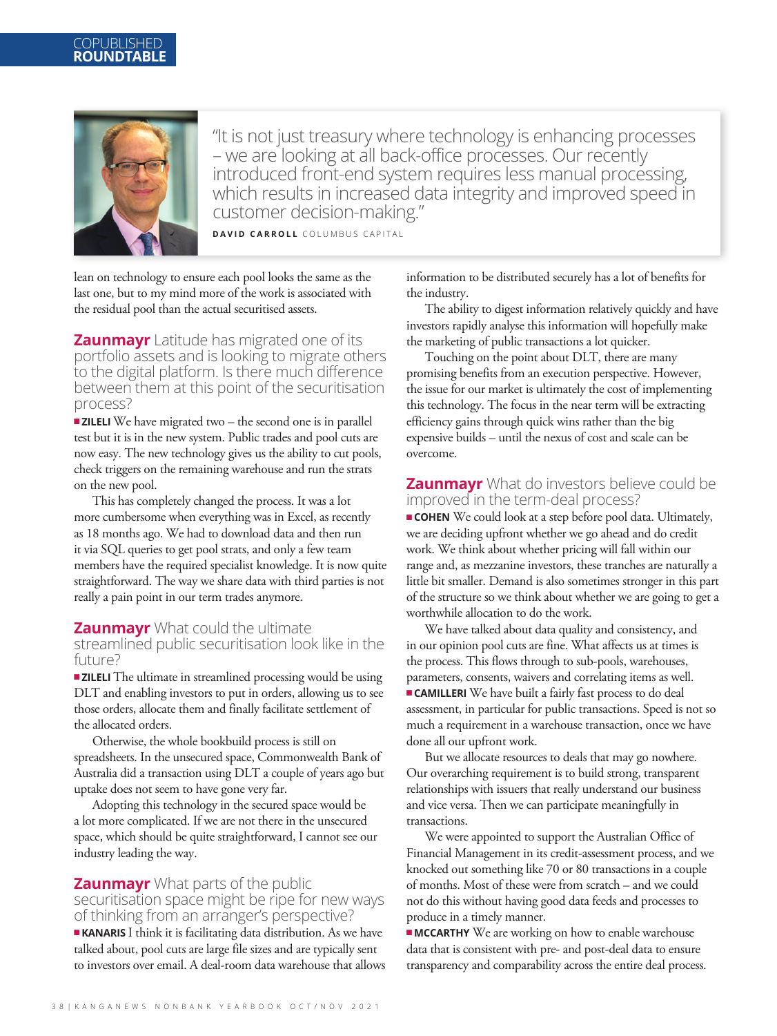"It is not just treasury where technology is enhancing processes – we are looking at all back-office processes. Our recently introduced front-end system requires less manual processing, which results in increased data integrity and improved speed in customer decision-making."

**DAVID CARROLL** COLUMBUS CAPITAL

lean on technology to ensure each pool looks the same as the last one, but to my mind more of the work is associated with the residual pool than the actual securitised assets.

**Zaunmayr** Latitude has migrated one of its portfolio assets and is looking to migrate others to the digital platform. Is there much difference between them at this point of the securitisation process?

■ **ZILELI** We have migrated two – the second one is in parallel test but it is in the new system. Public trades and pool cuts are now easy. The new technology gives us the ability to cut pools, check triggers on the remaining warehouse and run the strats on the new pool.

This has completely changed the process. It was a lot more cumbersome when everything was in Excel, as recently as 18 months ago. We had to download data and then run it via SQL queries to get pool strats, and only a few team members have the required specialist knowledge. It is now quite straightforward. The way we share data with third parties is not really a pain point in our term trades anymore.

**Zaunmayr** What could the ultimate streamlined public securitisation look like in the future?

■ **ZILELI** The ultimate in streamlined processing would be using DLT and enabling investors to put in orders, allowing us to see those orders, allocate them and finally facilitate settlement of the allocated orders.

Otherwise, the whole bookbuild process is still on spreadsheets. In the unsecured space, Commonwealth Bank of Australia did a transaction using DLT a couple of years ago but uptake does not seem to have gone very far.

Adopting this technology in the secured space would be a lot more complicated. If we are not there in the unsecured space, which should be quite straightforward, I cannot see our industry leading the way.

**Zaunmayr** What parts of the public securitisation space might be ripe for new ways of thinking from an arranger's perspective?

■ **KANARIS** I think it is facilitating data distribution. As we have talked about, pool cuts are large file sizes and are typically sent to investors over email. A deal-room data warehouse that allows information to be distributed securely has a lot of benefits for the industry.

The ability to digest information relatively quickly and have investors rapidly analyse this information will hopefully make the marketing of public transactions a lot quicker.

Touching on the point about DLT, there are many promising benefits from an execution perspective. However, the issue for our market is ultimately the cost of implementing this technology. The focus in the near term will be extracting efficiency gains through quick wins rather than the big expensive builds – until the nexus of cost and scale can be overcome.

**Zaunmayr** What do investors believe could be improved in the term-deal process?

■ **COHEN** We could look at a step before pool data. Ultimately, we are deciding upfront whether we go ahead and do credit work. We think about whether pricing will fall within our range and, as mezzanine investors, these tranches are naturally a little bit smaller. Demand is also sometimes stronger in this part of the structure so we think about whether we are going to get a worthwhile allocation to do the work.

We have talked about data quality and consistency, and in our opinion pool cuts are fine. What affects us at times is the process. This flows through to sub-pools, warehouses, parameters, consents, waivers and correlating items as well.

■ **CAMILLERI** We have built a fairly fast process to do deal assessment, in particular for public transactions. Speed is not so much a requirement in a warehouse transaction, once we have done all our upfront work.

But we allocate resources to deals that may go nowhere. Our overarching requirement is to build strong, transparent relationships with issuers that really understand our business and vice versa. Then we can participate meaningfully in transactions.

We were appointed to support the Australian Office of Financial Management in its credit-assessment process, and we knocked out something like 70 or 80 transactions in a couple of months. Most of these were from scratch – and we could not do this without having good data feeds and processes to produce in a timely manner.

■ **MCCARTHY** We are working on how to enable warehouse data that is consistent with pre- and post-deal data to ensure transparency and comparability across the entire deal process.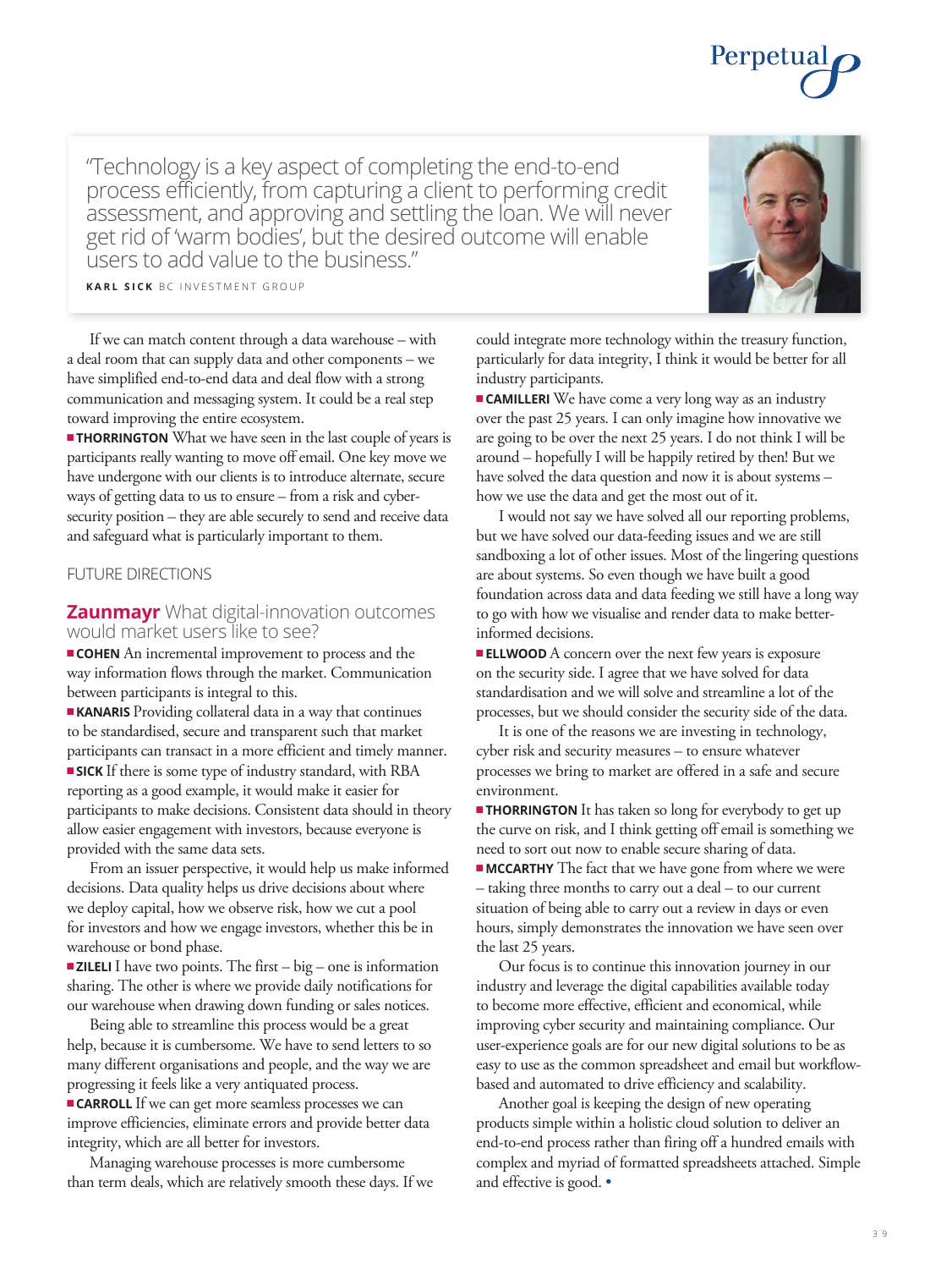"Technology is a key aspect of completing the end-to-end process efficiently, from capturing a client to performing credit assessment, and approving and settling the loan. We will never get rid of 'warm bodies', but the desired outcome will enable users to add value to the business."

**KARL SICK** BC INVESTMENT GROUP

If we can match content through a data warehouse – with a deal room that can supply data and other components – we have simplified end-to-end data and deal flow with a strong communication and messaging system. It could be a real step toward improving the entire ecosystem.

**THORRINGTON** What we have seen in the last couple of years is participants really wanting to move off email. One key move we have undergone with our clients is to introduce alternate, secure ways of getting data to us to ensure – from a risk and cyber-security position – they are able securely to send and receive data and safeguard what is particularly important to them.

## FUTURE DIRECTIONS

### **Zaunmayr** What digital-innovation outcomes would market users like to see?

**COHEN** An incremental improvement to process and the way information flows through the market. Communication between participants is integral to this.

**KANARIS** Providing collateral data in a way that continues to be standardised, secure and transparent such that market participants can transact in a more efficient and timely manner.

**SICK** If there is some type of industry standard, with RBA reporting as a good example, it would make it easier for participants to make decisions. Consistent data should in theory allow easier engagement with investors, because everyone is provided with the same data sets.

From an issuer perspective, it would help us make informed decisions. Data quality helps us drive decisions about where we deploy capital, how we observe risk, how we cut a pool for investors and how we engage investors, whether this be in warehouse or bond phase.

**ZILELI** I have two points. The first – big – one is information sharing. The other is where we provide daily notifications for our warehouse when drawing down funding or sales notices.

Being able to streamline this process would be a great help, because it is cumbersome. We have to send letters to so many different organisations and people, and the way we are progressing it feels like a very antiquated process.

**CARROLL** If we can get more seamless processes we can improve efficiencies, eliminate errors and provide better data integrity, which are all better for investors.

Managing warehouse processes is more cumbersome than term deals, which are relatively smooth these days. If we could integrate more technology within the treasury function, particularly for data integrity, I think it would be better for all industry participants.

**CAMILLERI** We have come a very long way as an industry over the past 25 years. I can only imagine how innovative we are going to be over the next 25 years. I do not think I will be around – hopefully I will be happily retired by then! But we have solved the data question and now it is about systems – how we use the data and get the most out of it.

I would not say we have solved all our reporting problems, but we have solved our data-feeding issues and we are still sandboxing a lot of other issues. Most of the lingering questions are about systems. So even though we have built a good foundation across data and data feeding we still have a long way to go with how we visualise and render data to make better-informed decisions.

**ELLWOOD** A concern over the next few years is exposure on the security side. I agree that we have solved for data standardisation and we will solve and streamline a lot of the processes, but we should consider the security side of the data.

It is one of the reasons we are investing in technology, cyber risk and security measures – to ensure whatever processes we bring to market are offered in a safe and secure environment.

**THORRINGTON** It has taken so long for everybody to get up the curve on risk, and I think getting off email is something we need to sort out now to enable secure sharing of data.

**MCCARTHY** The fact that we have gone from where we were – taking three months to carry out a deal – to our current situation of being able to carry out a review in days or even hours, simply demonstrates the innovation we have seen over the last 25 years.

Our focus is to continue this innovation journey in our industry and leverage the digital capabilities available today to become more effective, efficient and economical, while improving cyber security and maintaining compliance. Our user-experience goals are for our new digital solutions to be as easy to use as the common spreadsheet and email but workflow-based and automated to drive efficiency and scalability.

Another goal is keeping the design of new operating products simple within a holistic cloud solution to deliver an end-to-end process rather than firing off a hundred emails with complex and myriad of formatted spreadsheets attached. Simple and effective is good. •